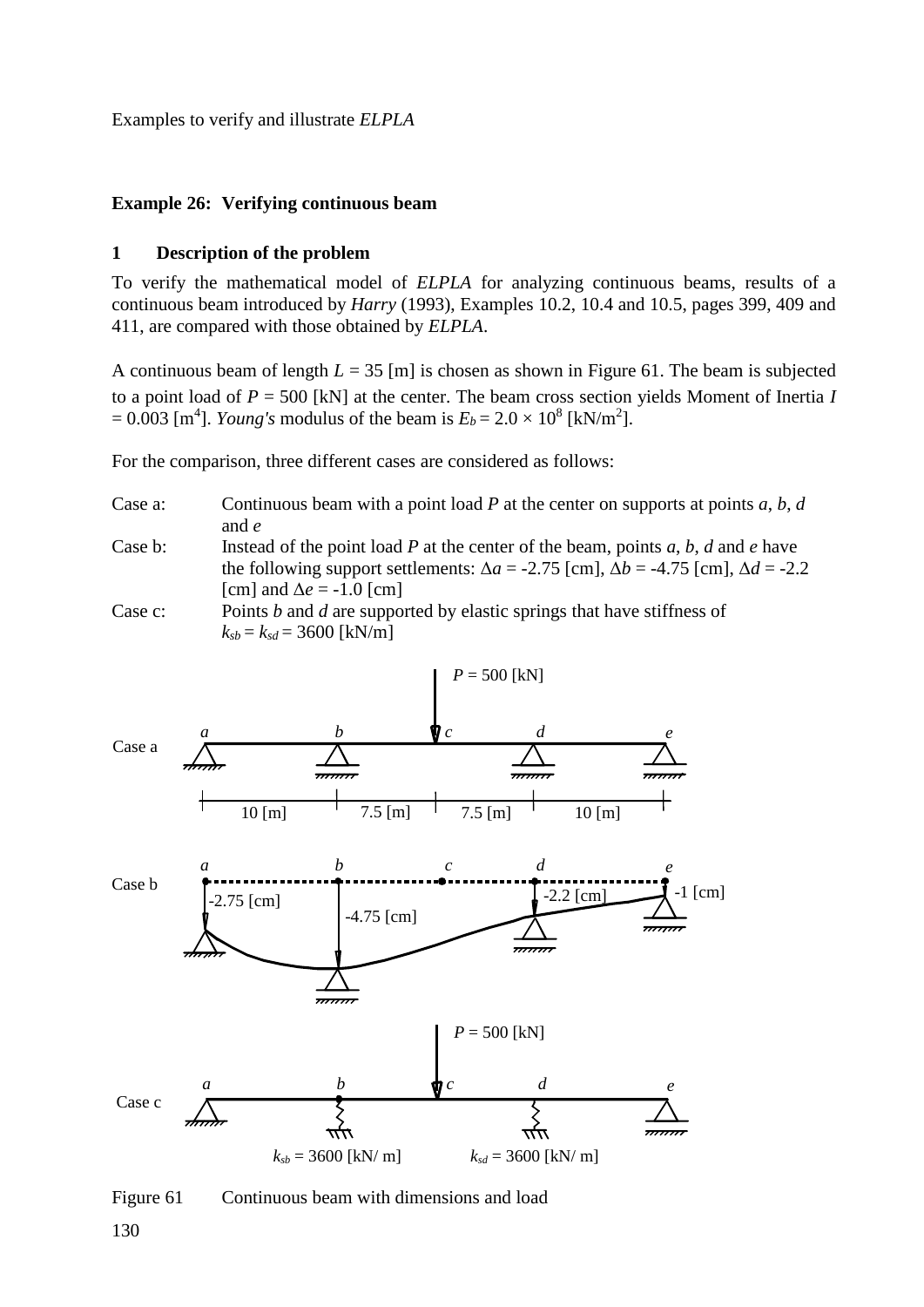## Example 26: Verifying continuous beam

### 1 Description of the problem

To verify the mathematical model of *ELPLA* for analyzing continuous beams, results of a continuous beam introduced by *Harry* (1993), Examples 10.2, 10.4 and 10.5, pages 399, 409 and 411, are compared with those obtained by *ELPLA*.

A continuous beam of length $L$ = 35 [m] is chosen as shown in Figure 61. The beam is subjected to a point load of $P$ = 500 [kN] at the center. The beam cross section yields Moment of Inertia $I$ = 0.003 [m$^4$]. *Young's* modulus of the beam is $E_b = 2.0 \times 10^8$ [kN/m$^2$].

For the comparison, three different cases are considered as follows:

Case a: Continuous beam with a point load $P$ at the center on supports at points $a$, $b$, $d$ and $e$

Case b: Instead of the point load $P$ at the center of the beam, points $a$, $b$, $d$ and $e$ have the following support settlements: $\Delta a$ = -2.75 [cm], $\Delta b$ = -4.75 [cm], $\Delta d$ = -2.2 [cm] and $\Delta e$ = -1.0 [cm]

Case c: Points $b$ and $d$ are supported by elastic springs that have stiffness of $k_{sb} = k_{sd}$ = 3600 [kN/m]

Figure 61 Continuous beam with dimensions and load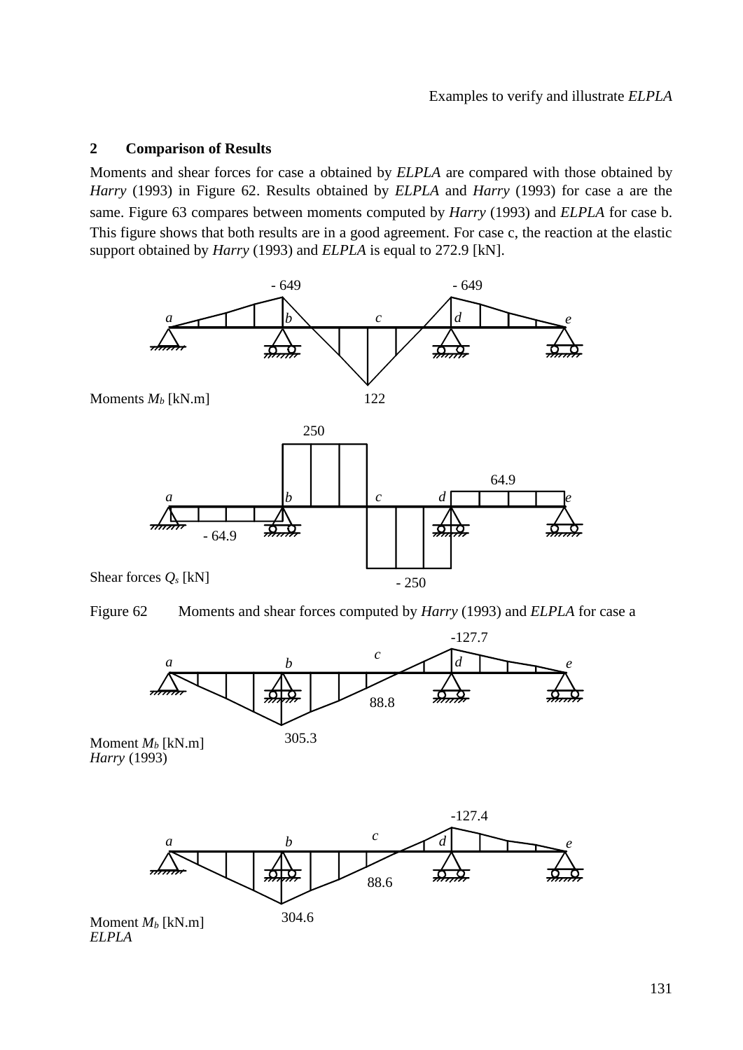## 2 Comparison of Results

Moments and shear forces for case a obtained by *ELPLA* are compared with those obtained by *Harry* (1993) in Figure 62. Results obtained by *ELPLA* and *Harry* (1993) for case a are the same. Figure 63 compares between moments computed by *Harry* (1993) and *ELPLA* for case b. This figure shows that both results are in a good agreement. For case c, the reaction at the elastic support obtained by *Harry* (1993) and *ELPLA* is equal to 272.9 [kN].

Moments $M_b$ [kN.m]

Shear forces $Q_s$ [kN]

Figure 62 Moments and shear forces computed by *Harry* (1993) and *ELPLA* for case a

Moment $M_b$ [kN.m]
*Harry* (1993)

Moment $M_b$ [kN.m]
*ELPLA*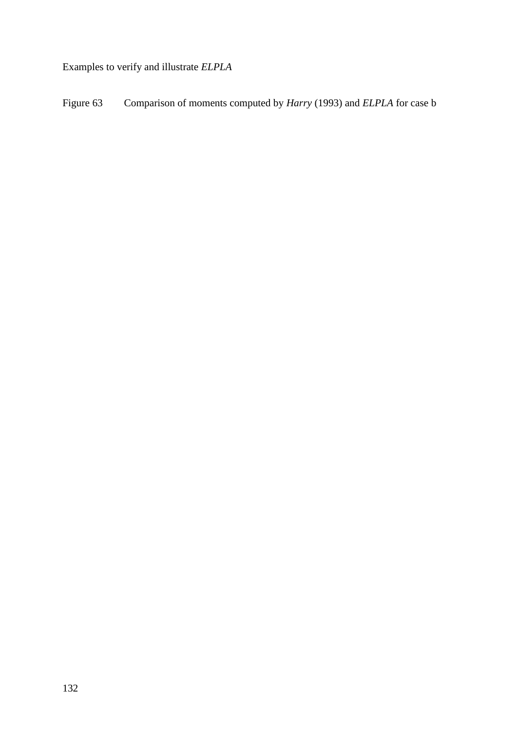Figure 63  Comparison of moments computed by *Harry* (1993) and *ELPLA* for case b